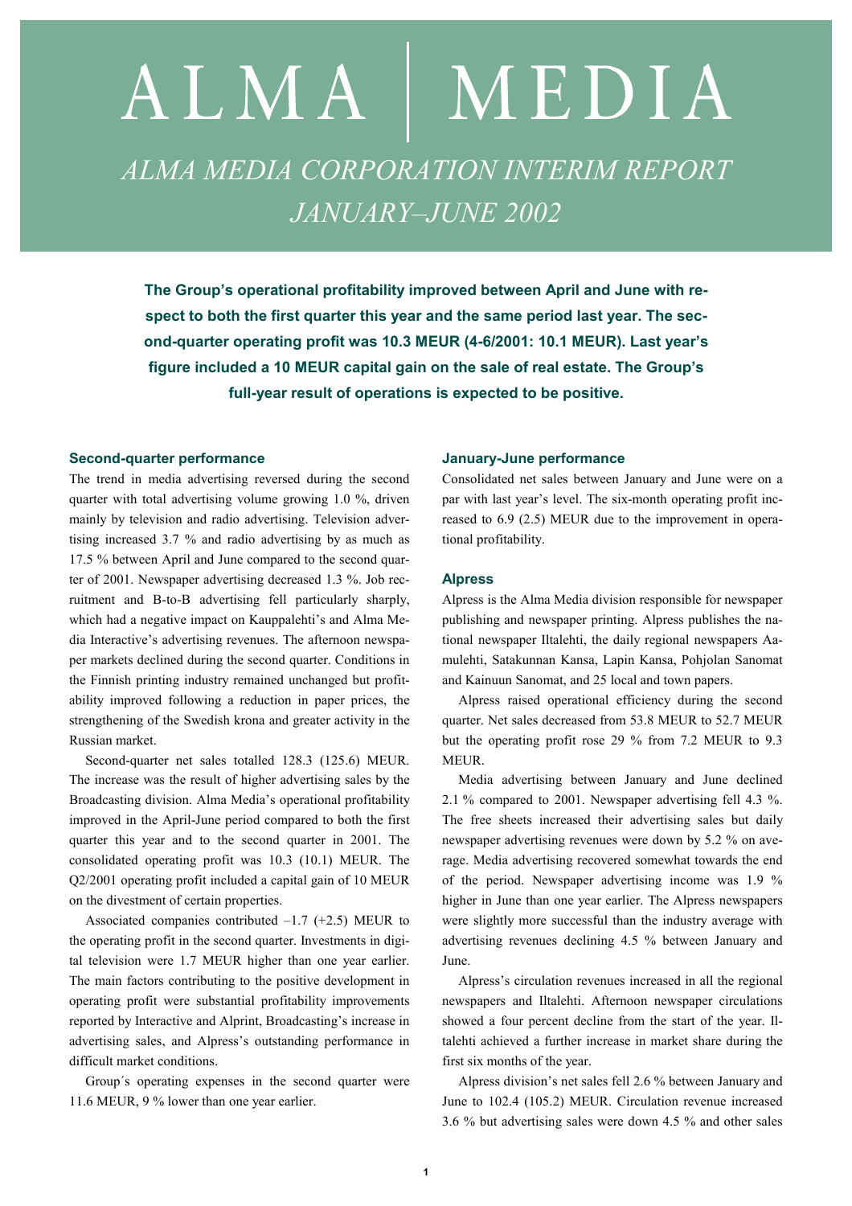# ALMA | MEDIA

## *ALMA MEDIA CORPORATION INTERIM REPORT JANUARY–JUNE 2002*

**The Group's operational profitability improved between April and June with respect to both the first quarter this year and the same period last year. The second-quarter operating profit was 10.3 MEUR (4-6/2001: 10.1 MEUR). Last year's figure included a 10 MEUR capital gain on the sale of real estate. The Group's full-year result of operations is expected to be positive.**

### Second-quarter performance

The trend in media advertising reversed during the second quarter with total advertising volume growing 1.0 %, driven mainly by television and radio advertising. Television advertising increased 3.7 % and radio advertising by as much as 17.5 % between April and June compared to the second quarter of 2001. Newspaper advertising decreased 1.3 %. Job recruitment and B-to-B advertising fell particularly sharply, which had a negative impact on Kauppalehti's and Alma Media Interactive's advertising revenues. The afternoon newspaper markets declined during the second quarter. Conditions in the Finnish printing industry remained unchanged but profitability improved following a reduction in paper prices, the strengthening of the Swedish krona and greater activity in the Russian market.

Second-quarter net sales totalled 128.3 (125.6) MEUR. The increase was the result of higher advertising sales by the Broadcasting division. Alma Media's operational profitability improved in the April-June period compared to both the first quarter this year and to the second quarter in 2001. The consolidated operating profit was 10.3 (10.1) MEUR. The Q2/2001 operating profit included a capital gain of 10 MEUR on the divestment of certain properties.

Associated companies contributed –1.7 (+2.5) MEUR to the operating profit in the second quarter. Investments in digital television were 1.7 MEUR higher than one year earlier. The main factors contributing to the positive development in operating profit were substantial profitability improvements reported by Interactive and Alprint, Broadcasting's increase in advertising sales, and Alpress's outstanding performance in difficult market conditions.

Group´s operating expenses in the second quarter were 11.6 MEUR, 9 % lower than one year earlier.

### January-June performance

Consolidated net sales between January and June were on a par with last year's level. The six-month operating profit increased to 6.9 (2.5) MEUR due to the improvement in operational profitability.

### Alpress

Alpress is the Alma Media division responsible for newspaper publishing and newspaper printing. Alpress publishes the national newspaper Iltalehti, the daily regional newspapers Aamulehti, Satakunnan Kansa, Lapin Kansa, Pohjolan Sanomat and Kainuun Sanomat, and 25 local and town papers.

Alpress raised operational efficiency during the second quarter. Net sales decreased from 53.8 MEUR to 52.7 MEUR but the operating profit rose 29 % from 7.2 MEUR to 9.3 MEUR.

Media advertising between January and June declined 2.1 % compared to 2001. Newspaper advertising fell 4.3 %. The free sheets increased their advertising sales but daily newspaper advertising revenues were down by 5.2 % on average. Media advertising recovered somewhat towards the end of the period. Newspaper advertising income was 1.9 % higher in June than one year earlier. The Alpress newspapers were slightly more successful than the industry average with advertising revenues declining 4.5 % between January and June.

Alpress's circulation revenues increased in all the regional newspapers and Iltalehti. Afternoon newspaper circulations showed a four percent decline from the start of the year. Iltalehti achieved a further increase in market share during the first six months of the year.

Alpress division's net sales fell 2.6 % between January and June to 102.4 (105.2) MEUR. Circulation revenue increased 3.6 % but advertising sales were down 4.5 % and other sales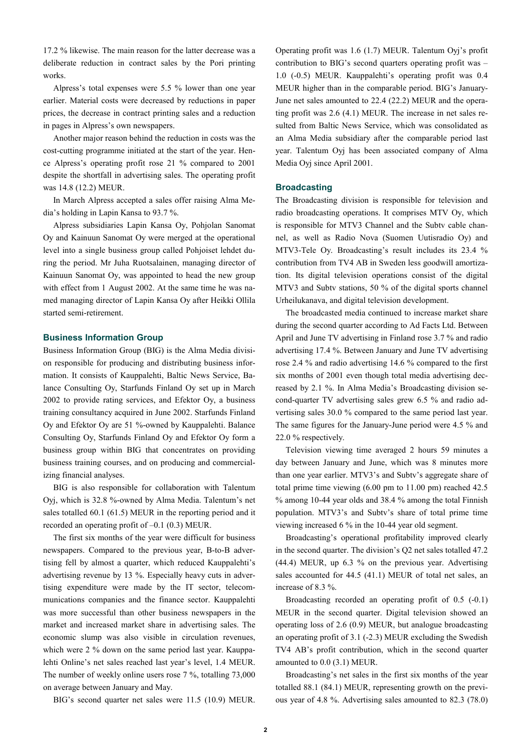17.2 % likewise. The main reason for the latter decrease was a deliberate reduction in contract sales by the Pori printing works.

Alpress's total expenses were 5.5 % lower than one year earlier. Material costs were decreased by reductions in paper prices, the decrease in contract printing sales and a reduction in pages in Alpress's own newspapers.

Another major reason behind the reduction in costs was the cost-cutting programme initiated at the start of the year. Hence Alpress's operating profit rose 21 % compared to 2001 despite the shortfall in advertising sales. The operating profit was 14.8 (12.2) MEUR.

In March Alpress accepted a sales offer raising Alma Media's holding in Lapin Kansa to 93.7 %.

Alpress subsidiaries Lapin Kansa Oy, Pohjolan Sanomat Oy and Kainuun Sanomat Oy were merged at the operational level into a single business group called Pohjoiset lehdet during the period. Mr Juha Ruotsalainen, managing director of Kainuun Sanomat Oy, was appointed to head the new group with effect from 1 August 2002. At the same time he was named managing director of Lapin Kansa Oy after Heikki Ollila started semi-retirement.

## Business Information Group

Business Information Group (BIG) is the Alma Media division responsible for producing and distributing business information. It consists of Kauppalehti, Baltic News Service, Balance Consulting Oy, Starfunds Finland Oy set up in March 2002 to provide rating services, and Efektor Oy, a business training consultancy acquired in June 2002. Starfunds Finland Oy and Efektor Oy are 51 %-owned by Kauppalehti. Balance Consulting Oy, Starfunds Finland Oy and Efektor Oy form a business group within BIG that concentrates on providing business training courses, and on producing and commercializing financial analyses.

BIG is also responsible for collaboration with Talentum Oyj, which is 32.8 %-owned by Alma Media. Talentum's net sales totalled 60.1 (61.5) MEUR in the reporting period and it recorded an operating profit of –0.1 (0.3) MEUR.

The first six months of the year were difficult for business newspapers. Compared to the previous year, B-to-B advertising fell by almost a quarter, which reduced Kauppalehti's advertising revenue by 13 %. Especially heavy cuts in advertising expenditure were made by the IT sector, telecommunications companies and the finance sector. Kauppalehti was more successful than other business newspapers in the market and increased market share in advertising sales. The economic slump was also visible in circulation revenues, which were 2 % down on the same period last year. Kauppalehti Online's net sales reached last year's level, 1.4 MEUR. The number of weekly online users rose 7 %, totalling 73,000 on average between January and May.

BIG's second quarter net sales were 11.5 (10.9) MEUR. Operating profit was 1.6 (1.7) MEUR. Talentum Oyj's profit contribution to BIG's second quarters operating profit was –1.0 (-0.5) MEUR. Kauppalehti's operating profit was 0.4 MEUR higher than in the comparable period. BIG's January-June net sales amounted to 22.4 (22.2) MEUR and the operating profit was 2.6 (4.1) MEUR. The increase in net sales resulted from Baltic News Service, which was consolidated as an Alma Media subsidiary after the comparable period last year. Talentum Oyj has been associated company of Alma Media Oyj since April 2001.

## Broadcasting

The Broadcasting division is responsible for television and radio broadcasting operations. It comprises MTV Oy, which is responsible for MTV3 Channel and the Subtv cable channel, as well as Radio Nova (Suomen Uutisradio Oy) and MTV3-Tele Oy. Broadcasting's result includes its 23.4 % contribution from TV4 AB in Sweden less goodwill amortization. Its digital television operations consist of the digital MTV3 and Subtv stations, 50 % of the digital sports channel Urheilukanava, and digital television development.

The broadcasted media continued to increase market share during the second quarter according to Ad Facts Ltd. Between April and June TV advertising in Finland rose 3.7 % and radio advertising 17.4 %. Between January and June TV advertising rose 2.4 % and radio advertising 14.6 % compared to the first six months of 2001 even though total media advertising decreased by 2.1 %. In Alma Media's Broadcasting division second-quarter TV advertising sales grew 6.5 % and radio advertising sales 30.0 % compared to the same period last year. The same figures for the January-June period were 4.5 % and 22.0 % respectively.

Television viewing time averaged 2 hours 59 minutes a day between January and June, which was 8 minutes more than one year earlier. MTV3's and Subtv's aggregate share of total prime time viewing (6.00 pm to 11.00 pm) reached 42.5 % among 10-44 year olds and 38.4 % among the total Finnish population. MTV3's and Subtv's share of total prime time viewing increased 6 % in the 10-44 year old segment.

Broadcasting's operational profitability improved clearly in the second quarter. The division's Q2 net sales totalled 47.2 (44.4) MEUR, up 6.3 % on the previous year. Advertising sales accounted for 44.5 (41.1) MEUR of total net sales, an increase of 8.3 %.

Broadcasting recorded an operating profit of 0.5 (-0.1) MEUR in the second quarter. Digital television showed an operating loss of 2.6 (0.9) MEUR, but analogue broadcasting an operating profit of 3.1 (-2.3) MEUR excluding the Swedish TV4 AB's profit contribution, which in the second quarter amounted to 0.0 (3.1) MEUR.

Broadcasting's net sales in the first six months of the year totalled 88.1 (84.1) MEUR, representing growth on the previous year of 4.8 %. Advertising sales amounted to 82.3 (78.0)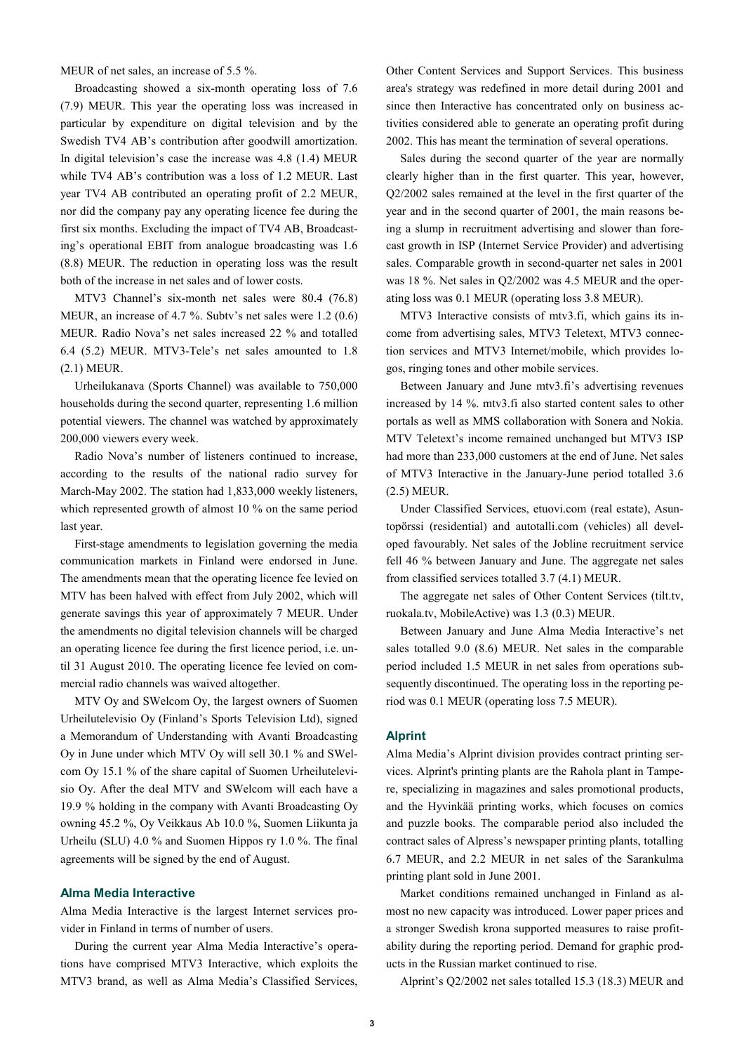MEUR of net sales, an increase of 5.5 %.

Broadcasting showed a six-month operating loss of 7.6 (7.9) MEUR. This year the operating loss was increased in particular by expenditure on digital television and by the Swedish TV4 AB's contribution after goodwill amortization. In digital television's case the increase was 4.8 (1.4) MEUR while TV4 AB's contribution was a loss of 1.2 MEUR. Last year TV4 AB contributed an operating profit of 2.2 MEUR, nor did the company pay any operating licence fee during the first six months. Excluding the impact of TV4 AB, Broadcasting's operational EBIT from analogue broadcasting was 1.6 (8.8) MEUR. The reduction in operating loss was the result both of the increase in net sales and of lower costs.

MTV3 Channel's six-month net sales were 80.4 (76.8) MEUR, an increase of 4.7 %. Subtv's net sales were 1.2 (0.6) MEUR. Radio Nova's net sales increased 22 % and totalled 6.4 (5.2) MEUR. MTV3-Tele's net sales amounted to 1.8 (2.1) MEUR.

Urheilukanava (Sports Channel) was available to 750,000 households during the second quarter, representing 1.6 million potential viewers. The channel was watched by approximately 200,000 viewers every week.

Radio Nova's number of listeners continued to increase, according to the results of the national radio survey for March-May 2002. The station had 1,833,000 weekly listeners, which represented growth of almost 10 % on the same period last year.

First-stage amendments to legislation governing the media communication markets in Finland were endorsed in June. The amendments mean that the operating licence fee levied on MTV has been halved with effect from July 2002, which will generate savings this year of approximately 7 MEUR. Under the amendments no digital television channels will be charged an operating licence fee during the first licence period, i.e. until 31 August 2010. The operating licence fee levied on commercial radio channels was waived altogether.

MTV Oy and SWelcom Oy, the largest owners of Suomen Urheilutelevisio Oy (Finland's Sports Television Ltd), signed a Memorandum of Understanding with Avanti Broadcasting Oy in June under which MTV Oy will sell 30.1 % and SWelcom Oy 15.1 % of the share capital of Suomen Urheilutelevisio Oy. After the deal MTV and SWelcom will each have a 19.9 % holding in the company with Avanti Broadcasting Oy owning 45.2 %, Oy Veikkaus Ab 10.0 %, Suomen Liikunta ja Urheilu (SLU) 4.0 % and Suomen Hippos ry 1.0 %. The final agreements will be signed by the end of August.

### Alma Media Interactive

Alma Media Interactive is the largest Internet services provider in Finland in terms of number of users.

During the current year Alma Media Interactive's operations have comprised MTV3 Interactive, which exploits the MTV3 brand, as well as Alma Media's Classified Services, Other Content Services and Support Services. This business area's strategy was redefined in more detail during 2001 and since then Interactive has concentrated only on business activities considered able to generate an operating profit during 2002. This has meant the termination of several operations.

Sales during the second quarter of the year are normally clearly higher than in the first quarter. This year, however, Q2/2002 sales remained at the level in the first quarter of the year and in the second quarter of 2001, the main reasons being a slump in recruitment advertising and slower than forecast growth in ISP (Internet Service Provider) and advertising sales. Comparable growth in second-quarter net sales in 2001 was 18 %. Net sales in Q2/2002 was 4.5 MEUR and the operating loss was 0.1 MEUR (operating loss 3.8 MEUR).

MTV3 Interactive consists of mtv3.fi, which gains its income from advertising sales, MTV3 Teletext, MTV3 connection services and MTV3 Internet/mobile, which provides logos, ringing tones and other mobile services.

Between January and June mtv3.fi's advertising revenues increased by 14 %. mtv3.fi also started content sales to other portals as well as MMS collaboration with Sonera and Nokia. MTV Teletext's income remained unchanged but MTV3 ISP had more than 233,000 customers at the end of June. Net sales of MTV3 Interactive in the January-June period totalled 3.6 (2.5) MEUR.

Under Classified Services, etuovi.com (real estate), Asuntopörssi (residential) and autotalli.com (vehicles) all developed favourably. Net sales of the Jobline recruitment service fell 46 % between January and June. The aggregate net sales from classified services totalled 3.7 (4.1) MEUR.

The aggregate net sales of Other Content Services (tilt.tv, ruokala.tv, MobileActive) was 1.3 (0.3) MEUR.

Between January and June Alma Media Interactive's net sales totalled 9.0 (8.6) MEUR. Net sales in the comparable period included 1.5 MEUR in net sales from operations subsequently discontinued. The operating loss in the reporting period was 0.1 MEUR (operating loss 7.5 MEUR).

### Alprint

Alma Media's Alprint division provides contract printing services. Alprint's printing plants are the Rahola plant in Tampere, specializing in magazines and sales promotional products, and the Hyvinkää printing works, which focuses on comics and puzzle books. The comparable period also included the contract sales of Alpress's newspaper printing plants, totalling 6.7 MEUR, and 2.2 MEUR in net sales of the Sarankulma printing plant sold in June 2001.

Market conditions remained unchanged in Finland as almost no new capacity was introduced. Lower paper prices and a stronger Swedish krona supported measures to raise profitability during the reporting period. Demand for graphic products in the Russian market continued to rise.

Alprint's Q2/2002 net sales totalled 15.3 (18.3) MEUR and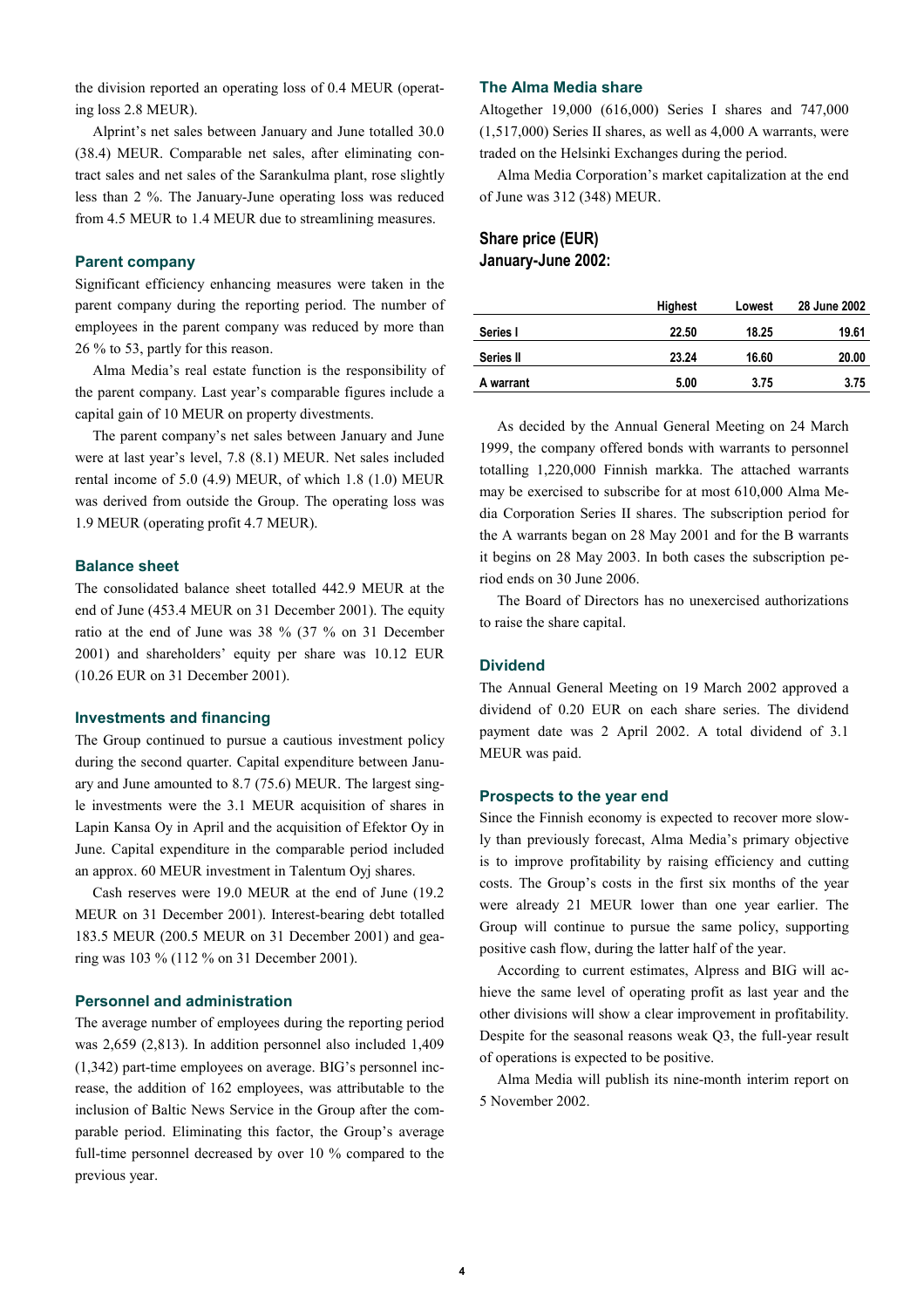the division reported an operating loss of 0.4 MEUR (operating loss 2.8 MEUR).

Alprint's net sales between January and June totalled 30.0 (38.4) MEUR. Comparable net sales, after eliminating contract sales and net sales of the Sarankulma plant, rose slightly less than 2 %. The January-June operating loss was reduced from 4.5 MEUR to 1.4 MEUR due to streamlining measures.

### Parent company

Significant efficiency enhancing measures were taken in the parent company during the reporting period. The number of employees in the parent company was reduced by more than 26 % to 53, partly for this reason.

Alma Media's real estate function is the responsibility of the parent company. Last year's comparable figures include a capital gain of 10 MEUR on property divestments.

The parent company's net sales between January and June were at last year's level, 7.8 (8.1) MEUR. Net sales included rental income of 5.0 (4.9) MEUR, of which 1.8 (1.0) MEUR was derived from outside the Group. The operating loss was 1.9 MEUR (operating profit 4.7 MEUR).

### Balance sheet

The consolidated balance sheet totalled 442.9 MEUR at the end of June (453.4 MEUR on 31 December 2001). The equity ratio at the end of June was 38 % (37 % on 31 December 2001) and shareholders' equity per share was 10.12 EUR (10.26 EUR on 31 December 2001).

### Investments and financing

The Group continued to pursue a cautious investment policy during the second quarter. Capital expenditure between January and June amounted to 8.7 (75.6) MEUR. The largest single investments were the 3.1 MEUR acquisition of shares in Lapin Kansa Oy in April and the acquisition of Efektor Oy in June. Capital expenditure in the comparable period included an approx. 60 MEUR investment in Talentum Oyj shares.

Cash reserves were 19.0 MEUR at the end of June (19.2 MEUR on 31 December 2001). Interest-bearing debt totalled 183.5 MEUR (200.5 MEUR on 31 December 2001) and gearing was 103 % (112 % on 31 December 2001).

### Personnel and administration

The average number of employees during the reporting period was 2,659 (2,813). In addition personnel also included 1,409 (1,342) part-time employees on average. BIG's personnel increase, the addition of 162 employees, was attributable to the inclusion of Baltic News Service in the Group after the comparable period. Eliminating this factor, the Group's average full-time personnel decreased by over 10 % compared to the previous year.

### The Alma Media share

Altogether 19,000 (616,000) Series I shares and 747,000 (1,517,000) Series II shares, as well as 4,000 A warrants, were traded on the Helsinki Exchanges during the period.

Alma Media Corporation's market capitalization at the end of June was 312 (348) MEUR.

**Share price (EUR) January-June 2002:**

| | Highest | Lowest | 28 June 2002 |
|---|---|---|---|
| Series I | 22.50 | 18.25 | 19.61 |
| Series II | 23.24 | 16.60 | 20.00 |
| A warrant | 5.00 | 3.75 | 3.75 |

As decided by the Annual General Meeting on 24 March 1999, the company offered bonds with warrants to personnel totalling 1,220,000 Finnish markka. The attached warrants may be exercised to subscribe for at most 610,000 Alma Media Corporation Series II shares. The subscription period for the A warrants began on 28 May 2001 and for the B warrants it begins on 28 May 2003. In both cases the subscription period ends on 30 June 2006.

The Board of Directors has no unexercised authorizations to raise the share capital.

### Dividend

The Annual General Meeting on 19 March 2002 approved a dividend of 0.20 EUR on each share series. The dividend payment date was 2 April 2002. A total dividend of 3.1 MEUR was paid.

### Prospects to the year end

Since the Finnish economy is expected to recover more slowly than previously forecast, Alma Media's primary objective is to improve profitability by raising efficiency and cutting costs. The Group's costs in the first six months of the year were already 21 MEUR lower than one year earlier. The Group will continue to pursue the same policy, supporting positive cash flow, during the latter half of the year.

According to current estimates, Alpress and BIG will achieve the same level of operating profit as last year and the other divisions will show a clear improvement in profitability. Despite for the seasonal reasons weak Q3, the full-year result of operations is expected to be positive.

Alma Media will publish its nine-month interim report on 5 November 2002.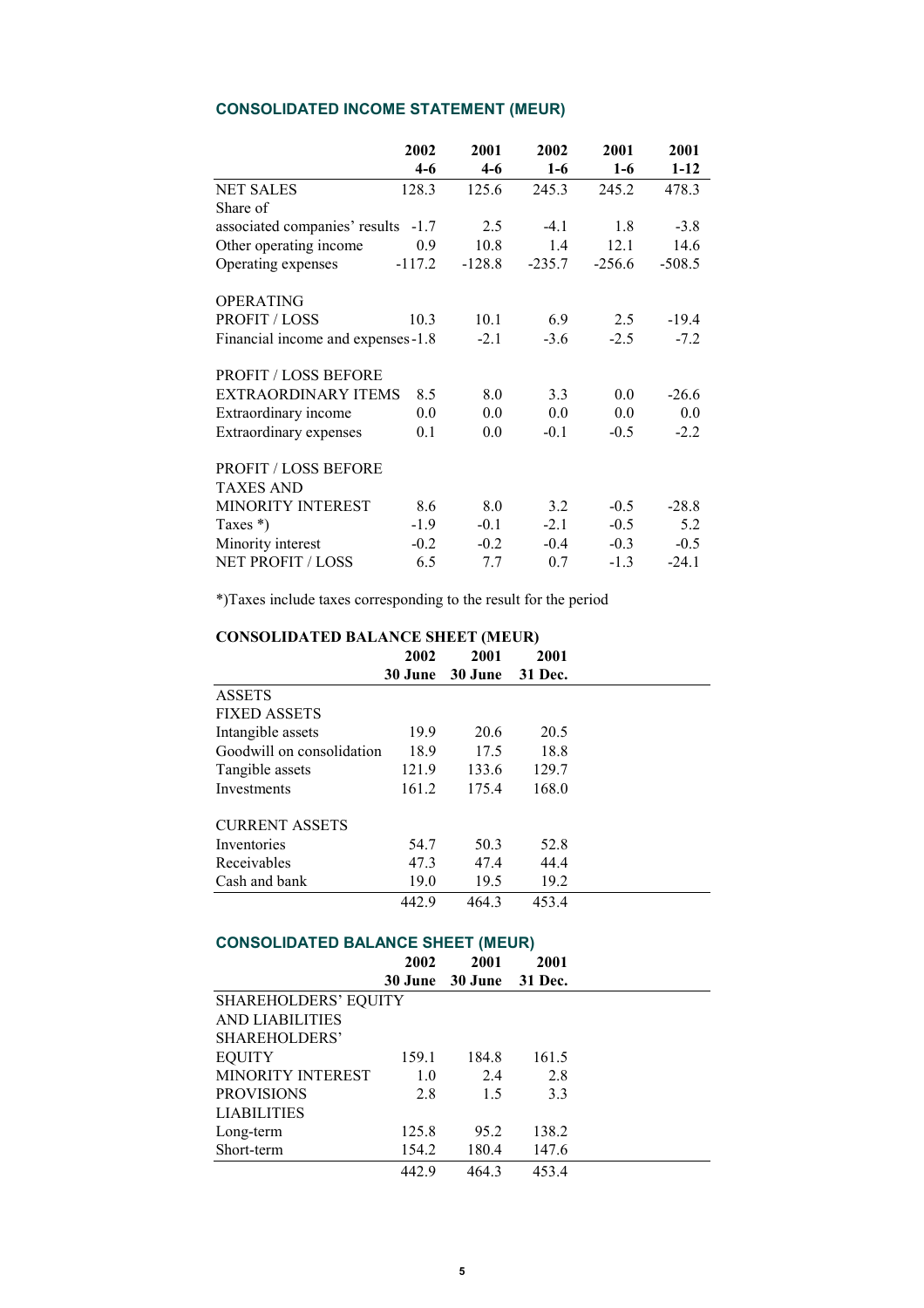## CONSOLIDATED INCOME STATEMENT (MEUR)

| | 2002 4-6 | 2001 4-6 | 2002 1-6 | 2001 1-6 | 2001 1-12 |
|---|---|---|---|---|---|
| NET SALES | 128.3 | 125.6 | 245.3 | 245.2 | 478.3 |
| Share of associated companies' results | -1.7 | 2.5 | -4.1 | 1.8 | -3.8 |
| Other operating income | 0.9 | 10.8 | 1.4 | 12.1 | 14.6 |
| Operating expenses | -117.2 | -128.8 | -235.7 | -256.6 | -508.5 |
| | | | | | |
| OPERATING PROFIT / LOSS | 10.3 | 10.1 | 6.9 | 2.5 | -19.4 |
| Financial income and expenses | -1.8 | -2.1 | -3.6 | -2.5 | -7.2 |
| | | | | | |
| PROFIT / LOSS BEFORE EXTRAORDINARY ITEMS | 8.5 | 8.0 | 3.3 | 0.0 | -26.6 |
| Extraordinary income | 0.0 | 0.0 | 0.0 | 0.0 | 0.0 |
| Extraordinary expenses | 0.1 | 0.0 | -0.1 | -0.5 | -2.2 |
| | | | | | |
| PROFIT / LOSS BEFORE TAXES AND MINORITY INTEREST | 8.6 | 8.0 | 3.2 | -0.5 | -28.8 |
| Taxes *) | -1.9 | -0.1 | -2.1 | -0.5 | 5.2 |
| Minority interest | -0.2 | -0.2 | -0.4 | -0.3 | -0.5 |
| NET PROFIT / LOSS | 6.5 | 7.7 | 0.7 | -1.3 | -24.1 |

*)Taxes include taxes corresponding to the result for the period

## CONSOLIDATED BALANCE SHEET (MEUR)

| | 2002 30 June | 2001 30 June | 2001 31 Dec. |
|---|---|---|---|
| ASSETS | | | |
| FIXED ASSETS | | | |
| Intangible assets | 19.9 | 20.6 | 20.5 |
| Goodwill on consolidation | 18.9 | 17.5 | 18.8 |
| Tangible assets | 121.9 | 133.6 | 129.7 |
| Investments | 161.2 | 175.4 | 168.0 |
| | | | |
| CURRENT ASSETS | | | |
| Inventories | 54.7 | 50.3 | 52.8 |
| Receivables | 47.3 | 47.4 | 44.4 |
| Cash and bank | 19.0 | 19.5 | 19.2 |
| | 442.9 | 464.3 | 453.4 |

## CONSOLIDATED BALANCE SHEET (MEUR)

| | 2002 30 June | 2001 30 June | 2001 31 Dec. |
|---|---|---|---|
| SHAREHOLDERS' EQUITY AND LIABILITIES | | | |
| SHAREHOLDERS' EQUITY | 159.1 | 184.8 | 161.5 |
| MINORITY INTEREST | 1.0 | 2.4 | 2.8 |
| PROVISIONS | 2.8 | 1.5 | 3.3 |
| LIABILITIES | | | |
| Long-term | 125.8 | 95.2 | 138.2 |
| Short-term | 154.2 | 180.4 | 147.6 |
| | 442.9 | 464.3 | 453.4 |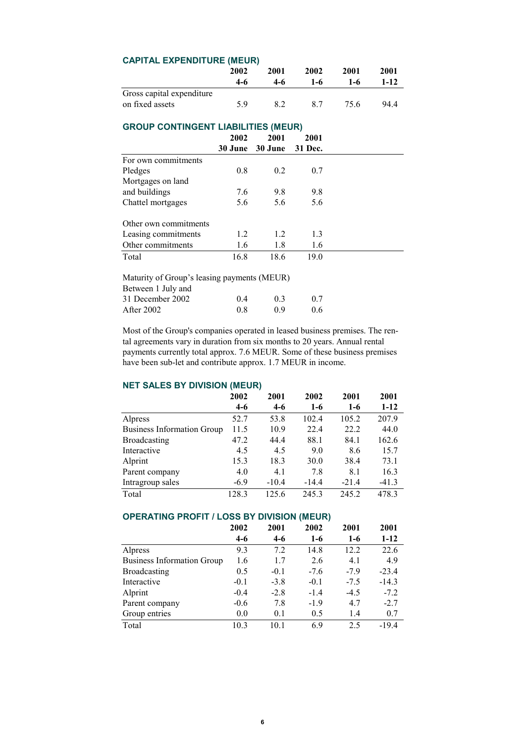## CAPITAL EXPENDITURE (MEUR)

| | 2002 4-6 | 2001 4-6 | 2002 1-6 | 2001 1-6 | 2001 1-12 |
|---|---|---|---|---|---|
| Gross capital expenditure on fixed assets | 5.9 | 8.2 | 8.7 | 75.6 | 94.4 |

## GROUP CONTINGENT LIABILITIES (MEUR)

| | 2002 30 June | 2001 30 June | 2001 31 Dec. |
|---|---|---|---|
| For own commitments | | | |
| Pledges | 0.8 | 0.2 | 0.7 |
| Mortgages on land and buildings | 7.6 | 9.8 | 9.8 |
| Chattel mortgages | 5.6 | 5.6 | 5.6 |
| | | | |
| Other own commitments | | | |
| Leasing commitments | 1.2 | 1.2 | 1.3 |
| Other commitments | 1.6 | 1.8 | 1.6 |
| Total | 16.8 | 18.6 | 19.0 |

| Maturity of Group's leasing payments (MEUR) | | | |
|---|---|---|---|
| Between 1 July and 31 December 2002 | 0.4 | 0.3 | 0.7 |
| After 2002 | 0.8 | 0.9 | 0.6 |

Most of the Group's companies operated in leased business premises. The rental agreements vary in duration from six months to 20 years. Annual rental payments currently total approx. 7.6 MEUR. Some of these business premises have been sub-let and contribute approx. 1.7 MEUR in income.

## NET SALES BY DIVISION (MEUR)

| | 2002 4-6 | 2001 4-6 | 2002 1-6 | 2001 1-6 | 2001 1-12 |
|---|---|---|---|---|---|
| Alpress | 52.7 | 53.8 | 102.4 | 105.2 | 207.9 |
| Business Information Group | 11.5 | 10.9 | 22.4 | 22.2 | 44.0 |
| Broadcasting | 47.2 | 44.4 | 88.1 | 84.1 | 162.6 |
| Interactive | 4.5 | 4.5 | 9.0 | 8.6 | 15.7 |
| Alprint | 15.3 | 18.3 | 30.0 | 38.4 | 73.1 |
| Parent company | 4.0 | 4.1 | 7.8 | 8.1 | 16.3 |
| Intragroup sales | -6.9 | -10.4 | -14.4 | -21.4 | -41.3 |
| Total | 128.3 | 125.6 | 245.3 | 245.2 | 478.3 |

## OPERATING PROFIT / LOSS BY DIVISION (MEUR)

| | 2002 4-6 | 2001 4-6 | 2002 1-6 | 2001 1-6 | 2001 1-12 |
|---|---|---|---|---|---|
| Alpress | 9.3 | 7.2 | 14.8 | 12.2 | 22.6 |
| Business Information Group | 1.6 | 1.7 | 2.6 | 4.1 | 4.9 |
| Broadcasting | 0.5 | -0.1 | -7.6 | -7.9 | -23.4 |
| Interactive | -0.1 | -3.8 | -0.1 | -7.5 | -14.3 |
| Alprint | -0.4 | -2.8 | -1.4 | -4.5 | -7.2 |
| Parent company | -0.6 | 7.8 | -1.9 | 4.7 | -2.7 |
| Group entries | 0.0 | 0.1 | 0.5 | 1.4 | 0.7 |
| Total | 10.3 | 10.1 | 6.9 | 2.5 | -19.4 |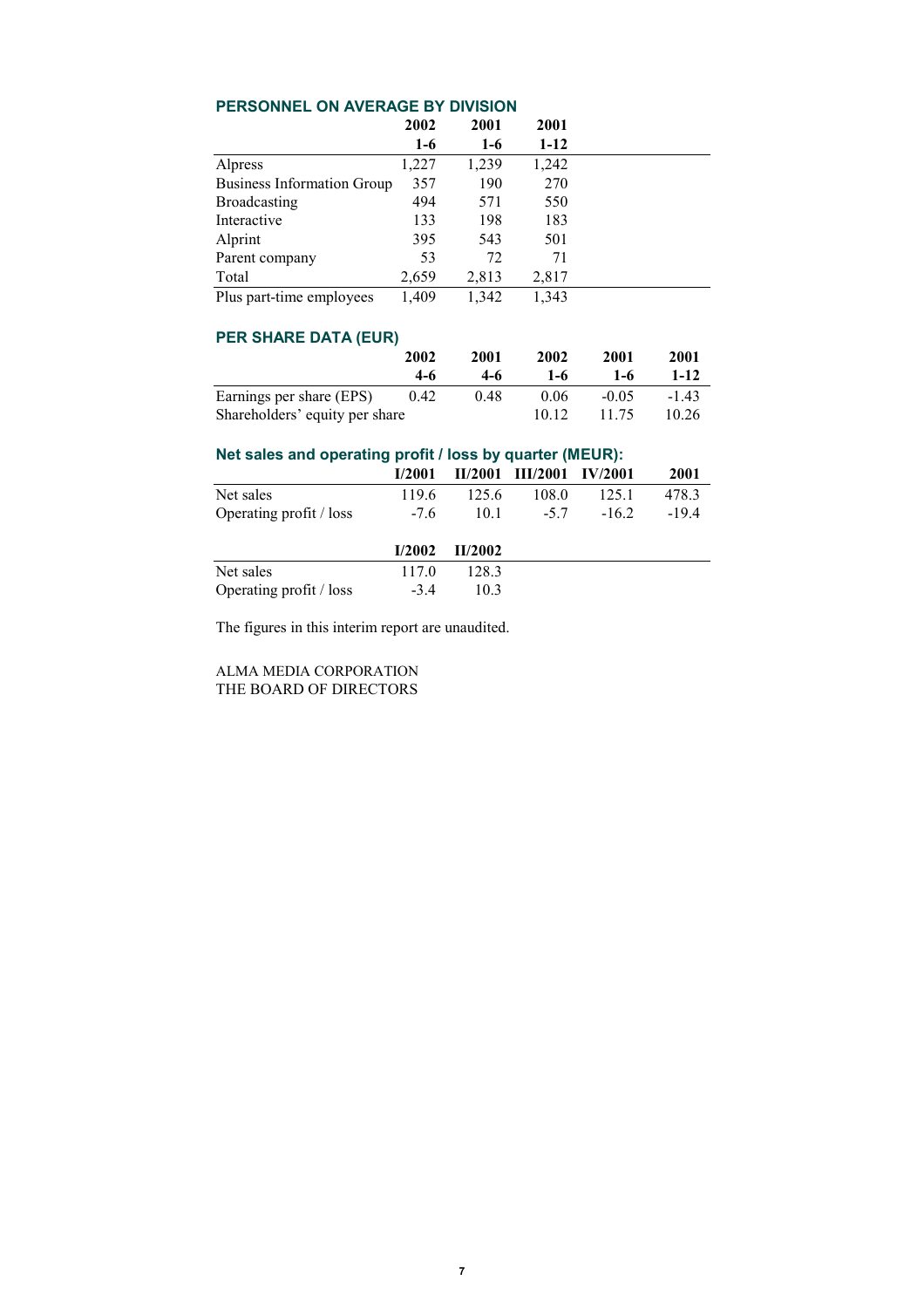## PERSONNEL ON AVERAGE BY DIVISION

| | 2002 1-6 | 2001 1-6 | 2001 1-12 |
|---|---|---|---|
| Alpress | 1,227 | 1,239 | 1,242 |
| Business Information Group | 357 | 190 | 270 |
| Broadcasting | 494 | 571 | 550 |
| Interactive | 133 | 198 | 183 |
| Alprint | 395 | 543 | 501 |
| Parent company | 53 | 72 | 71 |
| Total | 2,659 | 2,813 | 2,817 |
| Plus part-time employees | 1,409 | 1,342 | 1,343 |

## PER SHARE DATA (EUR)

| | 2002 4-6 | 2001 4-6 | 2002 1-6 | 2001 1-6 | 2001 1-12 |
|---|---|---|---|---|---|
| Earnings per share (EPS) | 0.42 | 0.48 | 0.06 | -0.05 | -1.43 |
| Shareholders' equity per share | | | 10.12 | 11.75 | 10.26 |

## Net sales and operating profit / loss by quarter (MEUR):

| | I/2001 | II/2001 | III/2001 | IV/2001 | 2001 |
|---|---|---|---|---|---|
| Net sales | 119.6 | 125.6 | 108.0 | 125.1 | 478.3 |
| Operating profit / loss | -7.6 | 10.1 | -5.7 | -16.2 | -19.4 |

| | I/2002 | II/2002 |
|---|---|---|
| Net sales | 117.0 | 128.3 |
| Operating profit / loss | -3.4 | 10.3 |

The figures in this interim report are unaudited.

ALMA MEDIA CORPORATION
THE BOARD OF DIRECTORS